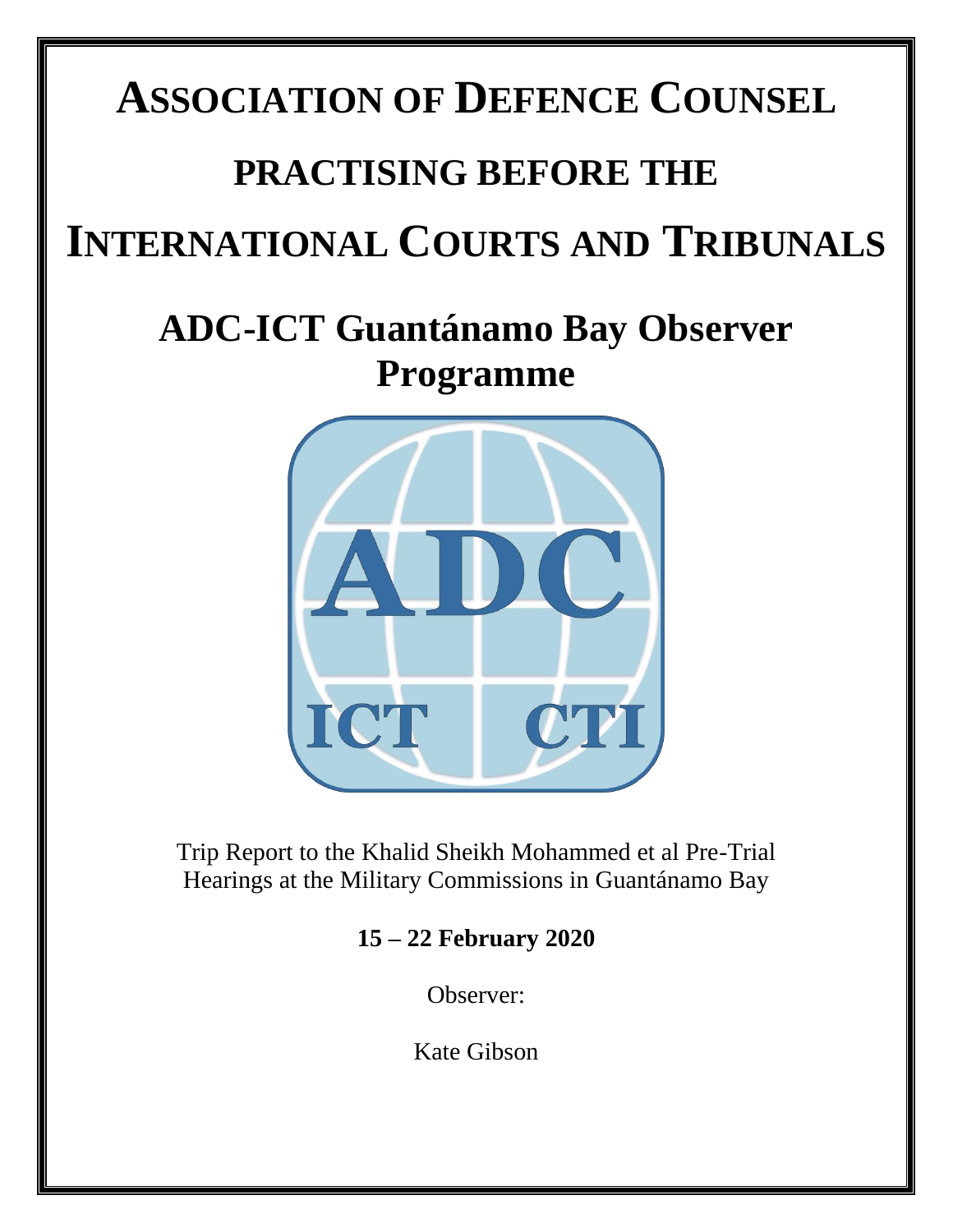# ASSOCIATION OF DEFENCE COUNSEL

# PRACTISING BEFORE THE

# INTERNATIONAL COURTS AND TRIBUNALS

## ADC-ICT Guantánamo Bay Observer Programme

Trip Report to the Khalid Sheikh Mohammed et al Pre-Trial Hearings at the Military Commissions in Guantánamo Bay

**15 – 22 February 2020**

Observer:

Kate Gibson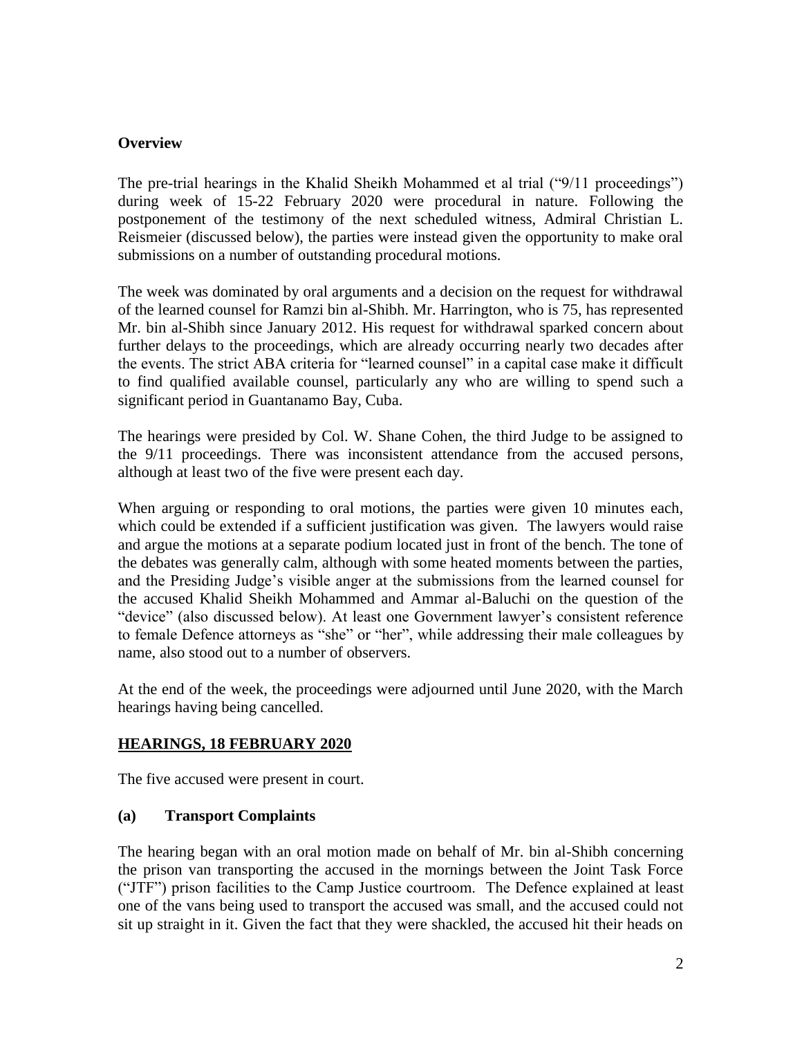## Overview

The pre-trial hearings in the Khalid Sheikh Mohammed et al trial ("9/11 proceedings") during week of 15-22 February 2020 were procedural in nature. Following the postponement of the testimony of the next scheduled witness, Admiral Christian L. Reismeier (discussed below), the parties were instead given the opportunity to make oral submissions on a number of outstanding procedural motions.

The week was dominated by oral arguments and a decision on the request for withdrawal of the learned counsel for Ramzi bin al-Shibh. Mr. Harrington, who is 75, has represented Mr. bin al-Shibh since January 2012. His request for withdrawal sparked concern about further delays to the proceedings, which are already occurring nearly two decades after the events. The strict ABA criteria for "learned counsel" in a capital case make it difficult to find qualified available counsel, particularly any who are willing to spend such a significant period in Guantanamo Bay, Cuba.

The hearings were presided by Col. W. Shane Cohen, the third Judge to be assigned to the 9/11 proceedings. There was inconsistent attendance from the accused persons, although at least two of the five were present each day.

When arguing or responding to oral motions, the parties were given 10 minutes each, which could be extended if a sufficient justification was given. The lawyers would raise and argue the motions at a separate podium located just in front of the bench. The tone of the debates was generally calm, although with some heated moments between the parties, and the Presiding Judge's visible anger at the submissions from the learned counsel for the accused Khalid Sheikh Mohammed and Ammar al-Baluchi on the question of the "device" (also discussed below). At least one Government lawyer's consistent reference to female Defence attorneys as "she" or "her", while addressing their male colleagues by name, also stood out to a number of observers.

At the end of the week, the proceedings were adjourned until June 2020, with the March hearings having being cancelled.

## HEARINGS, 18 FEBRUARY 2020

The five accused were present in court.

### (a) Transport Complaints

The hearing began with an oral motion made on behalf of Mr. bin al-Shibh concerning the prison van transporting the accused in the mornings between the Joint Task Force ("JTF") prison facilities to the Camp Justice courtroom. The Defence explained at least one of the vans being used to transport the accused was small, and the accused could not sit up straight in it. Given the fact that they were shackled, the accused hit their heads on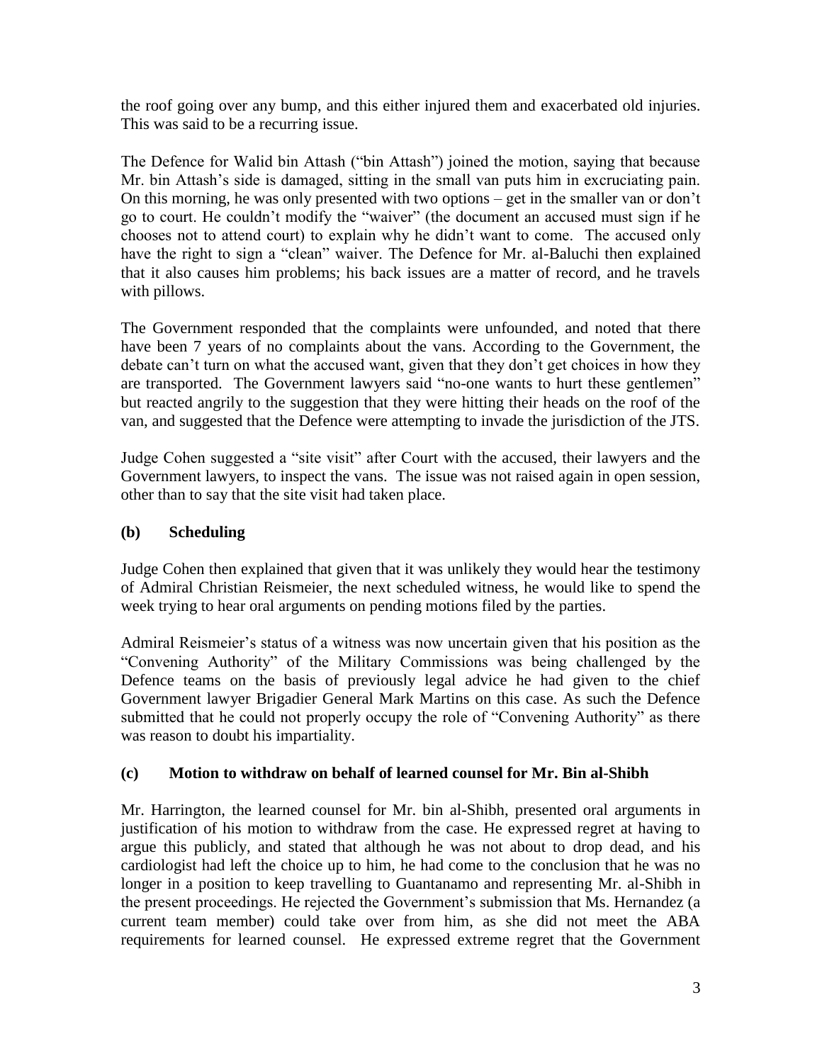the roof going over any bump, and this either injured them and exacerbated old injuries. This was said to be a recurring issue.

The Defence for Walid bin Attash ("bin Attash") joined the motion, saying that because Mr. bin Attash's side is damaged, sitting in the small van puts him in excruciating pain. On this morning, he was only presented with two options – get in the smaller van or don't go to court. He couldn't modify the "waiver" (the document an accused must sign if he chooses not to attend court) to explain why he didn't want to come. The accused only have the right to sign a "clean" waiver. The Defence for Mr. al-Baluchi then explained that it also causes him problems; his back issues are a matter of record, and he travels with pillows.

The Government responded that the complaints were unfounded, and noted that there have been 7 years of no complaints about the vans. According to the Government, the debate can't turn on what the accused want, given that they don't get choices in how they are transported. The Government lawyers said "no-one wants to hurt these gentlemen" but reacted angrily to the suggestion that they were hitting their heads on the roof of the van, and suggested that the Defence were attempting to invade the jurisdiction of the JTS.

Judge Cohen suggested a "site visit" after Court with the accused, their lawyers and the Government lawyers, to inspect the vans. The issue was not raised again in open session, other than to say that the site visit had taken place.

### (b) Scheduling

Judge Cohen then explained that given that it was unlikely they would hear the testimony of Admiral Christian Reismeier, the next scheduled witness, he would like to spend the week trying to hear oral arguments on pending motions filed by the parties.

Admiral Reismeier's status of a witness was now uncertain given that his position as the "Convening Authority" of the Military Commissions was being challenged by the Defence teams on the basis of previously legal advice he had given to the chief Government lawyer Brigadier General Mark Martins on this case. As such the Defence submitted that he could not properly occupy the role of "Convening Authority" as there was reason to doubt his impartiality.

### (c) Motion to withdraw on behalf of learned counsel for Mr. Bin al-Shibh

Mr. Harrington, the learned counsel for Mr. bin al-Shibh, presented oral arguments in justification of his motion to withdraw from the case. He expressed regret at having to argue this publicly, and stated that although he was not about to drop dead, and his cardiologist had left the choice up to him, he had come to the conclusion that he was no longer in a position to keep travelling to Guantanamo and representing Mr. al-Shibh in the present proceedings. He rejected the Government's submission that Ms. Hernandez (a current team member) could take over from him, as she did not meet the ABA requirements for learned counsel. He expressed extreme regret that the Government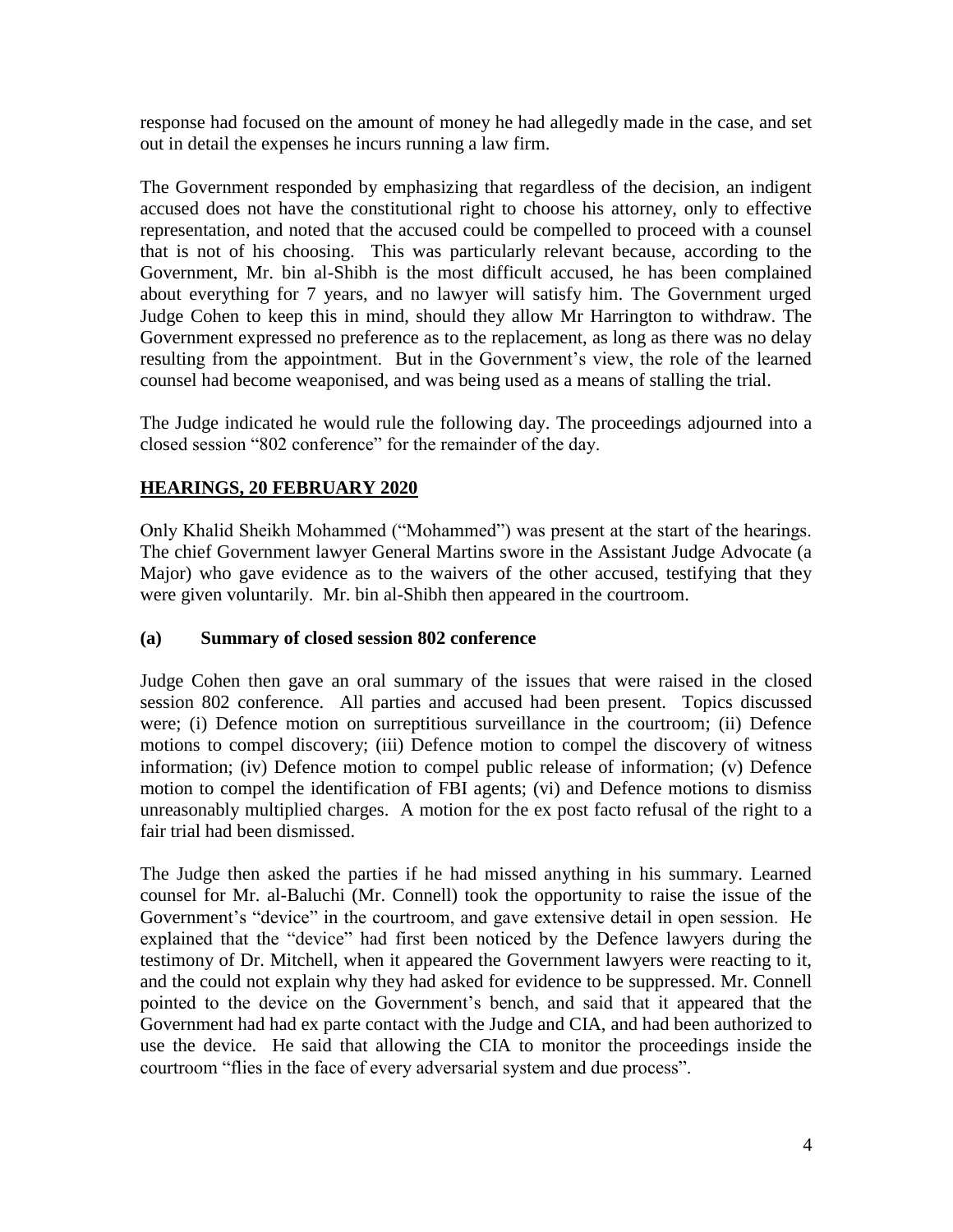response had focused on the amount of money he had allegedly made in the case, and set out in detail the expenses he incurs running a law firm.

The Government responded by emphasizing that regardless of the decision, an indigent accused does not have the constitutional right to choose his attorney, only to effective representation, and noted that the accused could be compelled to proceed with a counsel that is not of his choosing. This was particularly relevant because, according to the Government, Mr. bin al-Shibh is the most difficult accused, he has been complained about everything for 7 years, and no lawyer will satisfy him. The Government urged Judge Cohen to keep this in mind, should they allow Mr Harrington to withdraw. The Government expressed no preference as to the replacement, as long as there was no delay resulting from the appointment. But in the Government's view, the role of the learned counsel had become weaponised, and was being used as a means of stalling the trial.

The Judge indicated he would rule the following day. The proceedings adjourned into a closed session "802 conference" for the remainder of the day.

## **HEARINGS, 20 FEBRUARY 2020**

Only Khalid Sheikh Mohammed ("Mohammed") was present at the start of the hearings. The chief Government lawyer General Martins swore in the Assistant Judge Advocate (a Major) who gave evidence as to the waivers of the other accused, testifying that they were given voluntarily. Mr. bin al-Shibh then appeared in the courtroom.

### **(a) Summary of closed session 802 conference**

Judge Cohen then gave an oral summary of the issues that were raised in the closed session 802 conference. All parties and accused had been present. Topics discussed were; (i) Defence motion on surreptitious surveillance in the courtroom; (ii) Defence motions to compel discovery; (iii) Defence motion to compel the discovery of witness information; (iv) Defence motion to compel public release of information; (v) Defence motion to compel the identification of FBI agents; (vi) and Defence motions to dismiss unreasonably multiplied charges. A motion for the ex post facto refusal of the right to a fair trial had been dismissed.

The Judge then asked the parties if he had missed anything in his summary. Learned counsel for Mr. al-Baluchi (Mr. Connell) took the opportunity to raise the issue of the Government's "device" in the courtroom, and gave extensive detail in open session. He explained that the "device" had first been noticed by the Defence lawyers during the testimony of Dr. Mitchell, when it appeared the Government lawyers were reacting to it, and the could not explain why they had asked for evidence to be suppressed. Mr. Connell pointed to the device on the Government's bench, and said that it appeared that the Government had had ex parte contact with the Judge and CIA, and had been authorized to use the device. He said that allowing the CIA to monitor the proceedings inside the courtroom "flies in the face of every adversarial system and due process".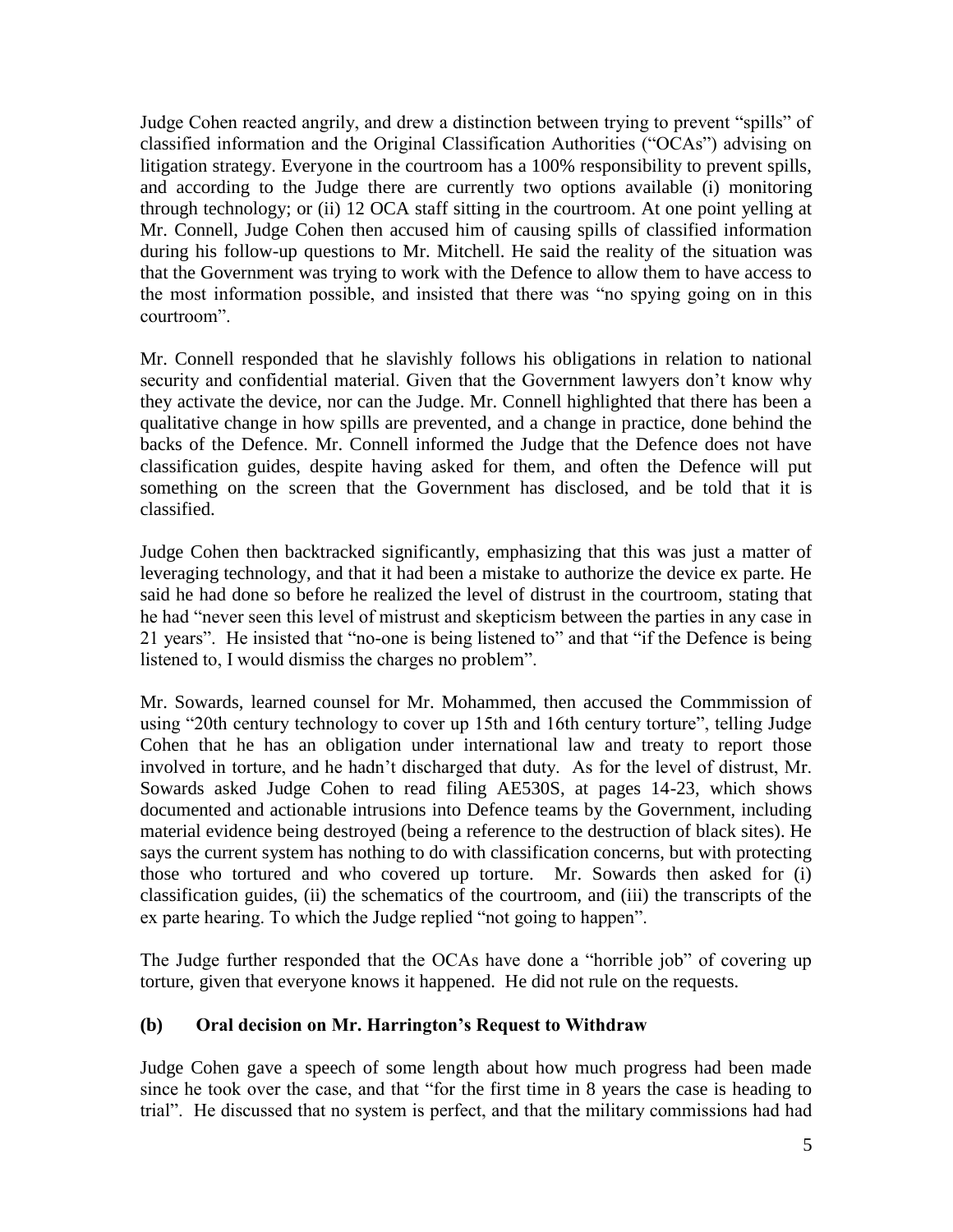Judge Cohen reacted angrily, and drew a distinction between trying to prevent "spills" of classified information and the Original Classification Authorities ("OCAs") advising on litigation strategy. Everyone in the courtroom has a 100% responsibility to prevent spills, and according to the Judge there are currently two options available (i) monitoring through technology; or (ii) 12 OCA staff sitting in the courtroom. At one point yelling at Mr. Connell, Judge Cohen then accused him of causing spills of classified information during his follow-up questions to Mr. Mitchell. He said the reality of the situation was that the Government was trying to work with the Defence to allow them to have access to the most information possible, and insisted that there was "no spying going on in this courtroom".

Mr. Connell responded that he slavishly follows his obligations in relation to national security and confidential material. Given that the Government lawyers don't know why they activate the device, nor can the Judge. Mr. Connell highlighted that there has been a qualitative change in how spills are prevented, and a change in practice, done behind the backs of the Defence. Mr. Connell informed the Judge that the Defence does not have classification guides, despite having asked for them, and often the Defence will put something on the screen that the Government has disclosed, and be told that it is classified.

Judge Cohen then backtracked significantly, emphasizing that this was just a matter of leveraging technology, and that it had been a mistake to authorize the device ex parte. He said he had done so before he realized the level of distrust in the courtroom, stating that he had "never seen this level of mistrust and skepticism between the parties in any case in 21 years". He insisted that "no-one is being listened to" and that "if the Defence is being listened to, I would dismiss the charges no problem".

Mr. Sowards, learned counsel for Mr. Mohammed, then accused the Commmission of using "20th century technology to cover up 15th and 16th century torture", telling Judge Cohen that he has an obligation under international law and treaty to report those involved in torture, and he hadn't discharged that duty. As for the level of distrust, Mr. Sowards asked Judge Cohen to read filing AE530S, at pages 14-23, which shows documented and actionable intrusions into Defence teams by the Government, including material evidence being destroyed (being a reference to the destruction of black sites). He says the current system has nothing to do with classification concerns, but with protecting those who tortured and who covered up torture. Mr. Sowards then asked for (i) classification guides, (ii) the schematics of the courtroom, and (iii) the transcripts of the ex parte hearing. To which the Judge replied "not going to happen".

The Judge further responded that the OCAs have done a "horrible job" of covering up torture, given that everyone knows it happened. He did not rule on the requests.

### (b) Oral decision on Mr. Harrington's Request to Withdraw

Judge Cohen gave a speech of some length about how much progress had been made since he took over the case, and that "for the first time in 8 years the case is heading to trial". He discussed that no system is perfect, and that the military commissions had had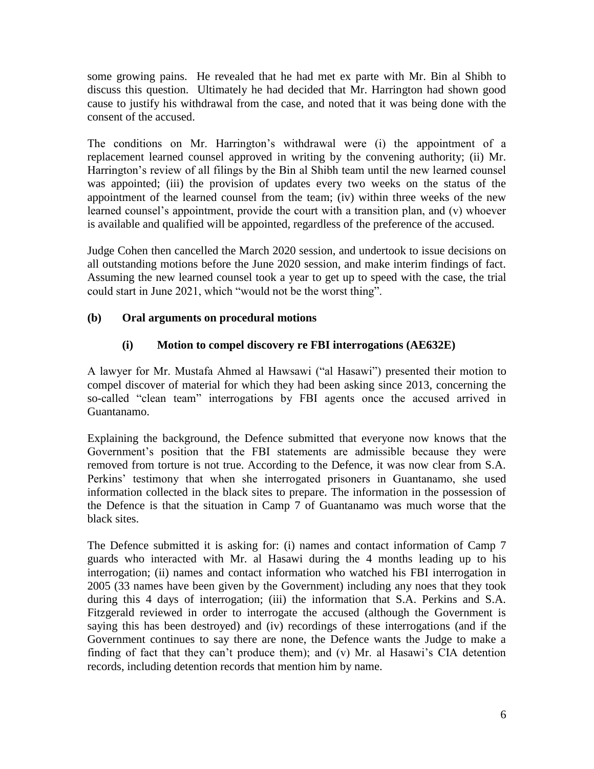some growing pains. He revealed that he had met ex parte with Mr. Bin al Shibh to discuss this question. Ultimately he had decided that Mr. Harrington had shown good cause to justify his withdrawal from the case, and noted that it was being done with the consent of the accused.

The conditions on Mr. Harrington's withdrawal were (i) the appointment of a replacement learned counsel approved in writing by the convening authority; (ii) Mr. Harrington's review of all filings by the Bin al Shibh team until the new learned counsel was appointed; (iii) the provision of updates every two weeks on the status of the appointment of the learned counsel from the team; (iv) within three weeks of the new learned counsel's appointment, provide the court with a transition plan, and (v) whoever is available and qualified will be appointed, regardless of the preference of the accused.

Judge Cohen then cancelled the March 2020 session, and undertook to issue decisions on all outstanding motions before the June 2020 session, and make interim findings of fact. Assuming the new learned counsel took a year to get up to speed with the case, the trial could start in June 2021, which "would not be the worst thing".

### (b) Oral arguments on procedural motions

#### (i) Motion to compel discovery re FBI interrogations (AE632E)

A lawyer for Mr. Mustafa Ahmed al Hawsawi ("al Hasawi") presented their motion to compel discover of material for which they had been asking since 2013, concerning the so-called "clean team" interrogations by FBI agents once the accused arrived in Guantanamo.

Explaining the background, the Defence submitted that everyone now knows that the Government's position that the FBI statements are admissible because they were removed from torture is not true. According to the Defence, it was now clear from S.A. Perkins' testimony that when she interrogated prisoners in Guantanamo, she used information collected in the black sites to prepare. The information in the possession of the Defence is that the situation in Camp 7 of Guantanamo was much worse that the black sites.

The Defence submitted it is asking for: (i) names and contact information of Camp 7 guards who interacted with Mr. al Hasawi during the 4 months leading up to his interrogation; (ii) names and contact information who watched his FBI interrogation in 2005 (33 names have been given by the Government) including any noes that they took during this 4 days of interrogation; (iii) the information that S.A. Perkins and S.A. Fitzgerald reviewed in order to interrogate the accused (although the Government is saying this has been destroyed) and (iv) recordings of these interrogations (and if the Government continues to say there are none, the Defence wants the Judge to make a finding of fact that they can't produce them); and (v) Mr. al Hasawi's CIA detention records, including detention records that mention him by name.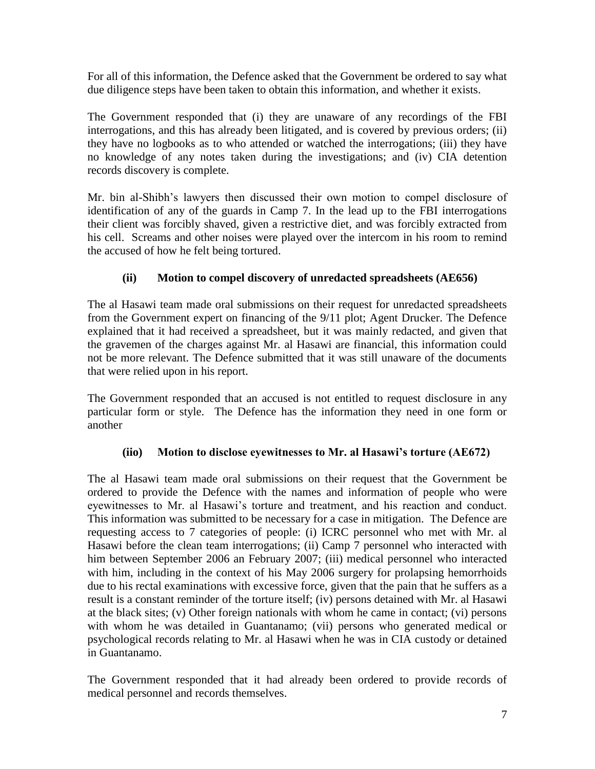For all of this information, the Defence asked that the Government be ordered to say what due diligence steps have been taken to obtain this information, and whether it exists.

The Government responded that (i) they are unaware of any recordings of the FBI interrogations, and this has already been litigated, and is covered by previous orders; (ii) they have no logbooks as to who attended or watched the interrogations; (iii) they have no knowledge of any notes taken during the investigations; and (iv) CIA detention records discovery is complete.

Mr. bin al-Shibh's lawyers then discussed their own motion to compel disclosure of identification of any of the guards in Camp 7. In the lead up to the FBI interrogations their client was forcibly shaved, given a restrictive diet, and was forcibly extracted from his cell. Screams and other noises were played over the intercom in his room to remind the accused of how he felt being tortured.

### (ii) Motion to compel discovery of unredacted spreadsheets (AE656)

The al Hasawi team made oral submissions on their request for unredacted spreadsheets from the Government expert on financing of the 9/11 plot; Agent Drucker. The Defence explained that it had received a spreadsheet, but it was mainly redacted, and given that the gravemen of the charges against Mr. al Hasawi are financial, this information could not be more relevant. The Defence submitted that it was still unaware of the documents that were relied upon in his report.

The Government responded that an accused is not entitled to request disclosure in any particular form or style. The Defence has the information they need in one form or another

### (iio) Motion to disclose eyewitnesses to Mr. al Hasawi's torture (AE672)

The al Hasawi team made oral submissions on their request that the Government be ordered to provide the Defence with the names and information of people who were eyewitnesses to Mr. al Hasawi's torture and treatment, and his reaction and conduct. This information was submitted to be necessary for a case in mitigation. The Defence are requesting access to 7 categories of people: (i) ICRC personnel who met with Mr. al Hasawi before the clean team interrogations; (ii) Camp 7 personnel who interacted with him between September 2006 an February 2007; (iii) medical personnel who interacted with him, including in the context of his May 2006 surgery for prolapsing hemorrhoids due to his rectal examinations with excessive force, given that the pain that he suffers as a result is a constant reminder of the torture itself; (iv) persons detained with Mr. al Hasawi at the black sites; (v) Other foreign nationals with whom he came in contact; (vi) persons with whom he was detailed in Guantanamo; (vii) persons who generated medical or psychological records relating to Mr. al Hasawi when he was in CIA custody or detained in Guantanamo.

The Government responded that it had already been ordered to provide records of medical personnel and records themselves.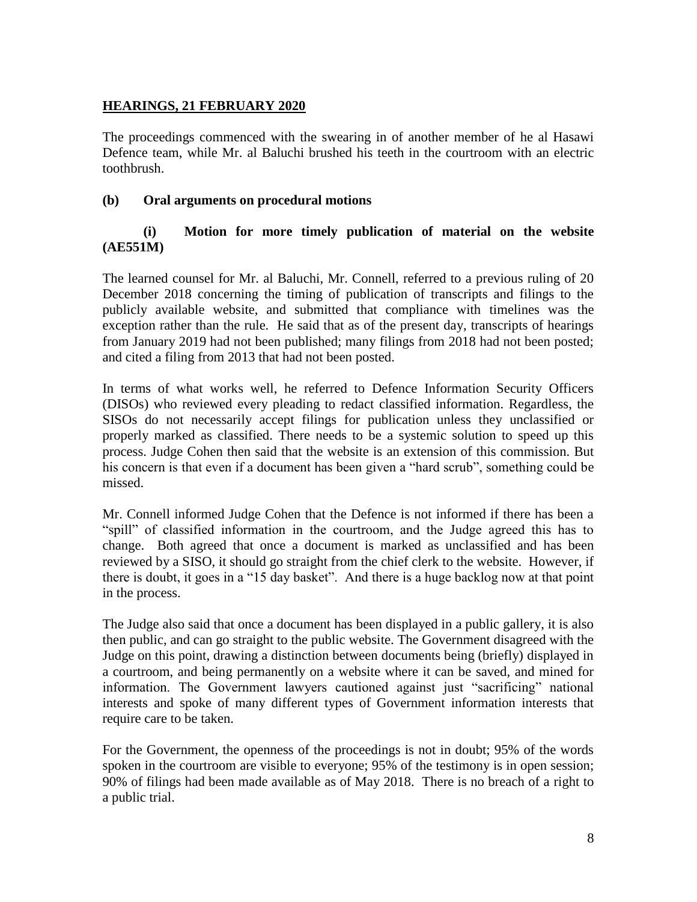**HEARINGS, 21 FEBRUARY 2020**

The proceedings commenced with the swearing in of another member of he al Hasawi Defence team, while Mr. al Baluchi brushed his teeth in the courtroom with an electric toothbrush.

**(b) Oral arguments on procedural motions**

**(i) Motion for more timely publication of material on the website (AE551M)**

The learned counsel for Mr. al Baluchi, Mr. Connell, referred to a previous ruling of 20 December 2018 concerning the timing of publication of transcripts and filings to the publicly available website, and submitted that compliance with timelines was the exception rather than the rule. He said that as of the present day, transcripts of hearings from January 2019 had not been published; many filings from 2018 had not been posted; and cited a filing from 2013 that had not been posted.

In terms of what works well, he referred to Defence Information Security Officers (DISOs) who reviewed every pleading to redact classified information. Regardless, the SISOs do not necessarily accept filings for publication unless they unclassified or properly marked as classified. There needs to be a systemic solution to speed up this process. Judge Cohen then said that the website is an extension of this commission. But his concern is that even if a document has been given a "hard scrub", something could be missed.

Mr. Connell informed Judge Cohen that the Defence is not informed if there has been a "spill" of classified information in the courtroom, and the Judge agreed this has to change. Both agreed that once a document is marked as unclassified and has been reviewed by a SISO, it should go straight from the chief clerk to the website. However, if there is doubt, it goes in a "15 day basket". And there is a huge backlog now at that point in the process.

The Judge also said that once a document has been displayed in a public gallery, it is also then public, and can go straight to the public website. The Government disagreed with the Judge on this point, drawing a distinction between documents being (briefly) displayed in a courtroom, and being permanently on a website where it can be saved, and mined for information. The Government lawyers cautioned against just "sacrificing" national interests and spoke of many different types of Government information interests that require care to be taken.

For the Government, the openness of the proceedings is not in doubt; 95% of the words spoken in the courtroom are visible to everyone; 95% of the testimony is in open session; 90% of filings had been made available as of May 2018. There is no breach of a right to a public trial.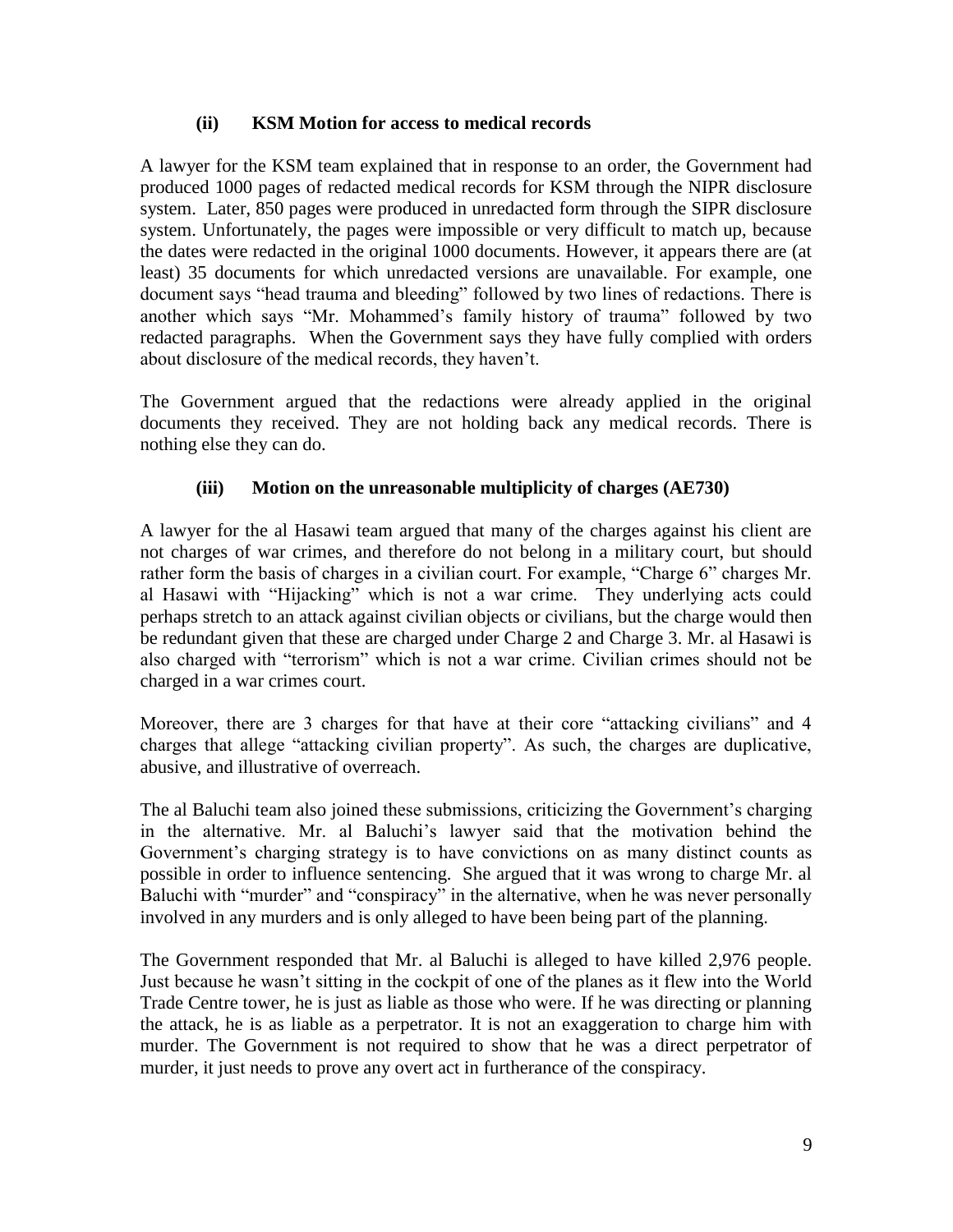### (ii) KSM Motion for access to medical records

A lawyer for the KSM team explained that in response to an order, the Government had produced 1000 pages of redacted medical records for KSM through the NIPR disclosure system. Later, 850 pages were produced in unredacted form through the SIPR disclosure system. Unfortunately, the pages were impossible or very difficult to match up, because the dates were redacted in the original 1000 documents. However, it appears there are (at least) 35 documents for which unredacted versions are unavailable. For example, one document says "head trauma and bleeding" followed by two lines of redactions. There is another which says "Mr. Mohammed's family history of trauma" followed by two redacted paragraphs. When the Government says they have fully complied with orders about disclosure of the medical records, they haven't.

The Government argued that the redactions were already applied in the original documents they received. They are not holding back any medical records. There is nothing else they can do.

### (iii) Motion on the unreasonable multiplicity of charges (AE730)

A lawyer for the al Hasawi team argued that many of the charges against his client are not charges of war crimes, and therefore do not belong in a military court, but should rather form the basis of charges in a civilian court. For example, "Charge 6" charges Mr. al Hasawi with "Hijacking" which is not a war crime. They underlying acts could perhaps stretch to an attack against civilian objects or civilians, but the charge would then be redundant given that these are charged under Charge 2 and Charge 3. Mr. al Hasawi is also charged with "terrorism" which is not a war crime. Civilian crimes should not be charged in a war crimes court.

Moreover, there are 3 charges for that have at their core "attacking civilians" and 4 charges that allege "attacking civilian property". As such, the charges are duplicative, abusive, and illustrative of overreach.

The al Baluchi team also joined these submissions, criticizing the Government's charging in the alternative. Mr. al Baluchi's lawyer said that the motivation behind the Government's charging strategy is to have convictions on as many distinct counts as possible in order to influence sentencing. She argued that it was wrong to charge Mr. al Baluchi with "murder" and "conspiracy" in the alternative, when he was never personally involved in any murders and is only alleged to have been being part of the planning.

The Government responded that Mr. al Baluchi is alleged to have killed 2,976 people. Just because he wasn't sitting in the cockpit of one of the planes as it flew into the World Trade Centre tower, he is just as liable as those who were. If he was directing or planning the attack, he is as liable as a perpetrator. It is not an exaggeration to charge him with murder. The Government is not required to show that he was a direct perpetrator of murder, it just needs to prove any overt act in furtherance of the conspiracy.